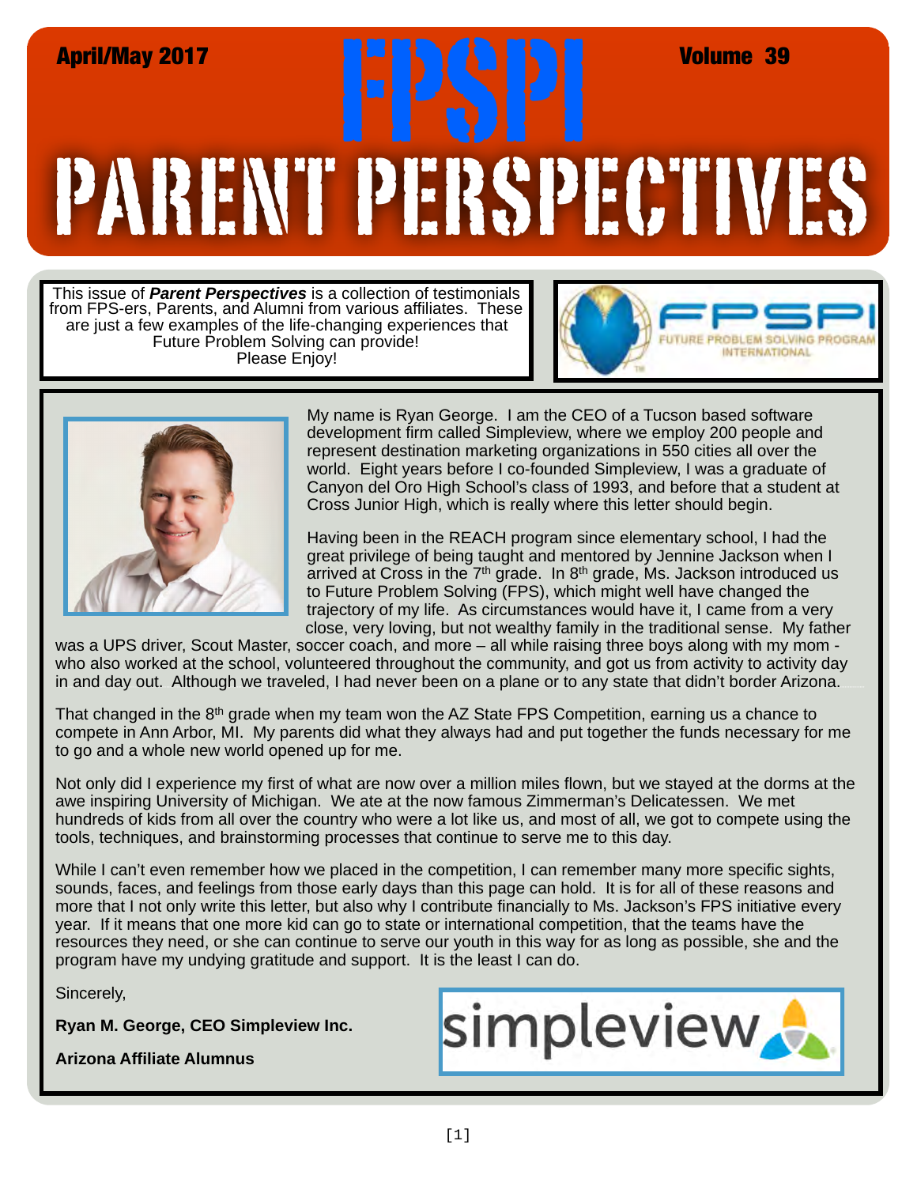April/May 2017 **FPSPI** Volume 39

# PARENT PERSPECTIVES

This issue of ***Parent Perspectives*** is a collection of testimonials from FPS-ers, Parents, and Alumni from various affiliates. These are just a few examples of the life-changing experiences that Future Problem Solving can provide!
Please Enjoy!

FPSPI
FUTURE PROBLEM SOLVING PROGRAM INTERNATIONAL

My name is Ryan George. I am the CEO of a Tucson based software development firm called Simpleview, where we employ 200 people and represent destination marketing organizations in 550 cities all over the world. Eight years before I co-founded Simpleview, I was a graduate of Canyon del Oro High School's class of 1993, and before that a student at Cross Junior High, which is really where this letter should begin.

Having been in the REACH program since elementary school, I had the great privilege of being taught and mentored by Jennine Jackson when I arrived at Cross in the 7th grade. In 8th grade, Ms. Jackson introduced us to Future Problem Solving (FPS), which might well have changed the trajectory of my life. As circumstances would have it, I came from a very close, very loving, but not wealthy family in the traditional sense. My father was a UPS driver, Scout Master, soccer coach, and more – all while raising three boys along with my mom - who also worked at the school, volunteered throughout the community, and got us from activity to activity day in and day out. Although we traveled, I had never been on a plane or to any state that didn't border Arizona.

That changed in the 8th grade when my team won the AZ State FPS Competition, earning us a chance to compete in Ann Arbor, MI. My parents did what they always had and put together the funds necessary for me to go and a whole new world opened up for me.

Not only did I experience my first of what are now over a million miles flown, but we stayed at the dorms at the awe inspiring University of Michigan. We ate at the now famous Zimmerman's Delicatessen. We met hundreds of kids from all over the country who were a lot like us, and most of all, we got to compete using the tools, techniques, and brainstorming processes that continue to serve me to this day.

While I can't even remember how we placed in the competition, I can remember many more specific sights, sounds, faces, and feelings from those early days than this page can hold. It is for all of these reasons and more that I not only write this letter, but also why I contribute financially to Ms. Jackson's FPS initiative every year. If it means that one more kid can go to state or international competition, that the teams have the resources they need, or she can continue to serve our youth in this way for as long as possible, she and the program have my undying gratitude and support. It is the least I can do.

Sincerely,

**Ryan M. George, CEO Simpleview Inc.**

**Arizona Affiliate Alumnus**

simpleview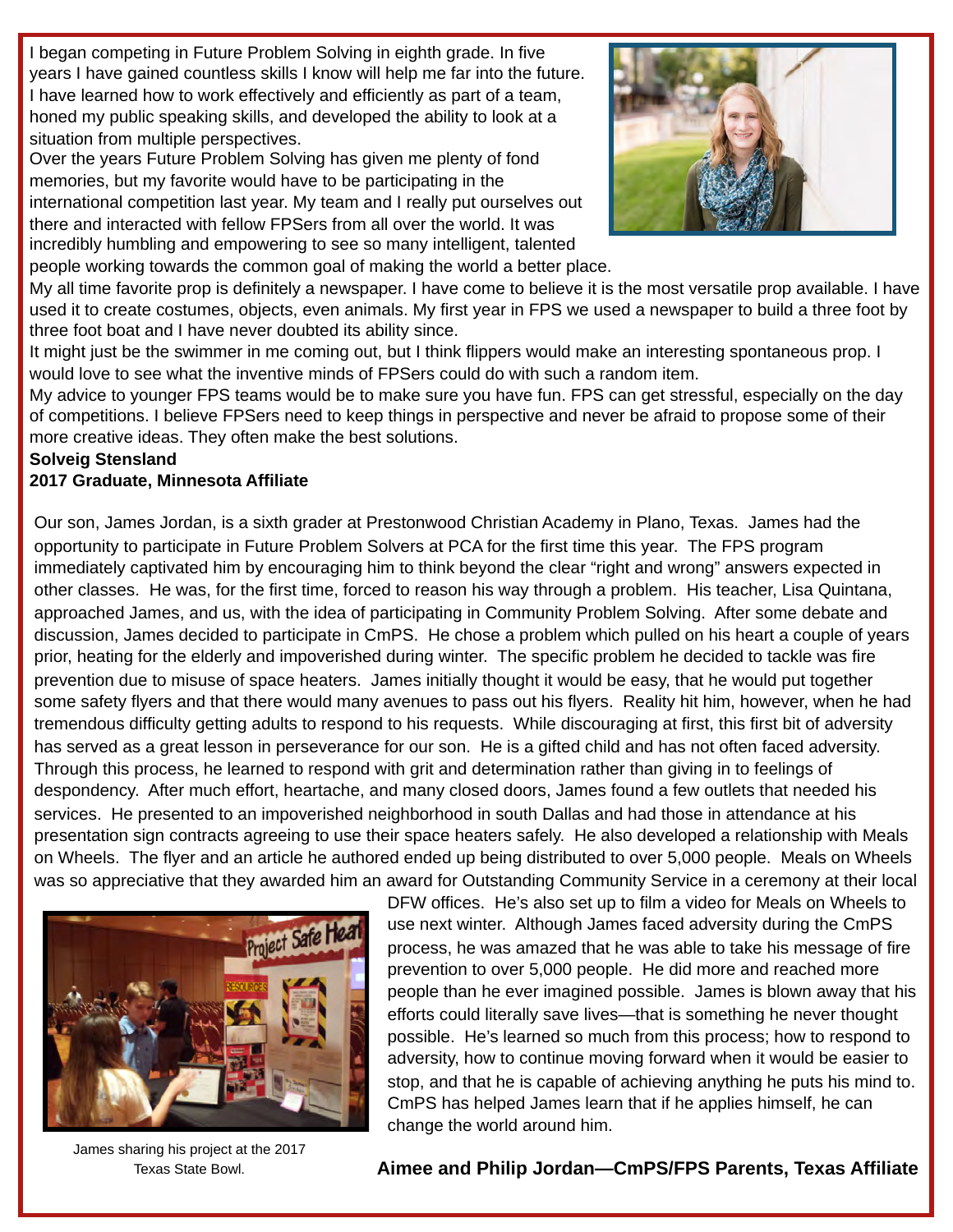I began competing in Future Problem Solving in eighth grade. In five years I have gained countless skills I know will help me far into the future. I have learned how to work effectively and efficiently as part of a team, honed my public speaking skills, and developed the ability to look at a situation from multiple perspectives.

Over the years Future Problem Solving has given me plenty of fond memories, but my favorite would have to be participating in the international competition last year. My team and I really put ourselves out there and interacted with fellow FPSers from all over the world. It was incredibly humbling and empowering to see so many intelligent, talented people working towards the common goal of making the world a better place.

My all time favorite prop is definitely a newspaper. I have come to believe it is the most versatile prop available. I have used it to create costumes, objects, even animals. My first year in FPS we used a newspaper to build a three foot by three foot boat and I have never doubted its ability since.

It might just be the swimmer in me coming out, but I think flippers would make an interesting spontaneous prop. I would love to see what the inventive minds of FPSers could do with such a random item.

My advice to younger FPS teams would be to make sure you have fun. FPS can get stressful, especially on the day of competitions. I believe FPSers need to keep things in perspective and never be afraid to propose some of their more creative ideas. They often make the best solutions.

**Solveig Stensland**
**2017 Graduate, Minnesota Affiliate**

Our son, James Jordan, is a sixth grader at Prestonwood Christian Academy in Plano, Texas. James had the opportunity to participate in Future Problem Solvers at PCA for the first time this year. The FPS program immediately captivated him by encouraging him to think beyond the clear "right and wrong" answers expected in other classes. He was, for the first time, forced to reason his way through a problem. His teacher, Lisa Quintana, approached James, and us, with the idea of participating in Community Problem Solving. After some debate and discussion, James decided to participate in CmPS. He chose a problem which pulled on his heart a couple of years prior, heating for the elderly and impoverished during winter. The specific problem he decided to tackle was fire prevention due to misuse of space heaters. James initially thought it would be easy, that he would put together some safety flyers and that there would many avenues to pass out his flyers. Reality hit him, however, when he had tremendous difficulty getting adults to respond to his requests. While discouraging at first, this first bit of adversity has served as a great lesson in perseverance for our son. He is a gifted child and has not often faced adversity. Through this process, he learned to respond with grit and determination rather than giving in to feelings of despondency. After much effort, heartache, and many closed doors, James found a few outlets that needed his services. He presented to an impoverished neighborhood in south Dallas and had those in attendance at his presentation sign contracts agreeing to use their space heaters safely. He also developed a relationship with Meals on Wheels. The flyer and an article he authored ended up being distributed to over 5,000 people. Meals on Wheels was so appreciative that they awarded him an award for Outstanding Community Service in a ceremony at their local DFW offices. He's also set up to film a video for Meals on Wheels to use next winter. Although James faced adversity during the CmPS process, he was amazed that he was able to take his message of fire prevention to over 5,000 people. He did more and reached more people than he ever imagined possible. James is blown away that his efforts could literally save lives—that is something he never thought possible. He's learned so much from this process; how to respond to adversity, how to continue moving forward when it would be easier to stop, and that he is capable of achieving anything he puts his mind to. CmPS has helped James learn that if he applies himself, he can change the world around him.

James sharing his project at the 2017 Texas State Bowl.

**Aimee and Philip Jordan—CmPS/FPS Parents, Texas Affiliate**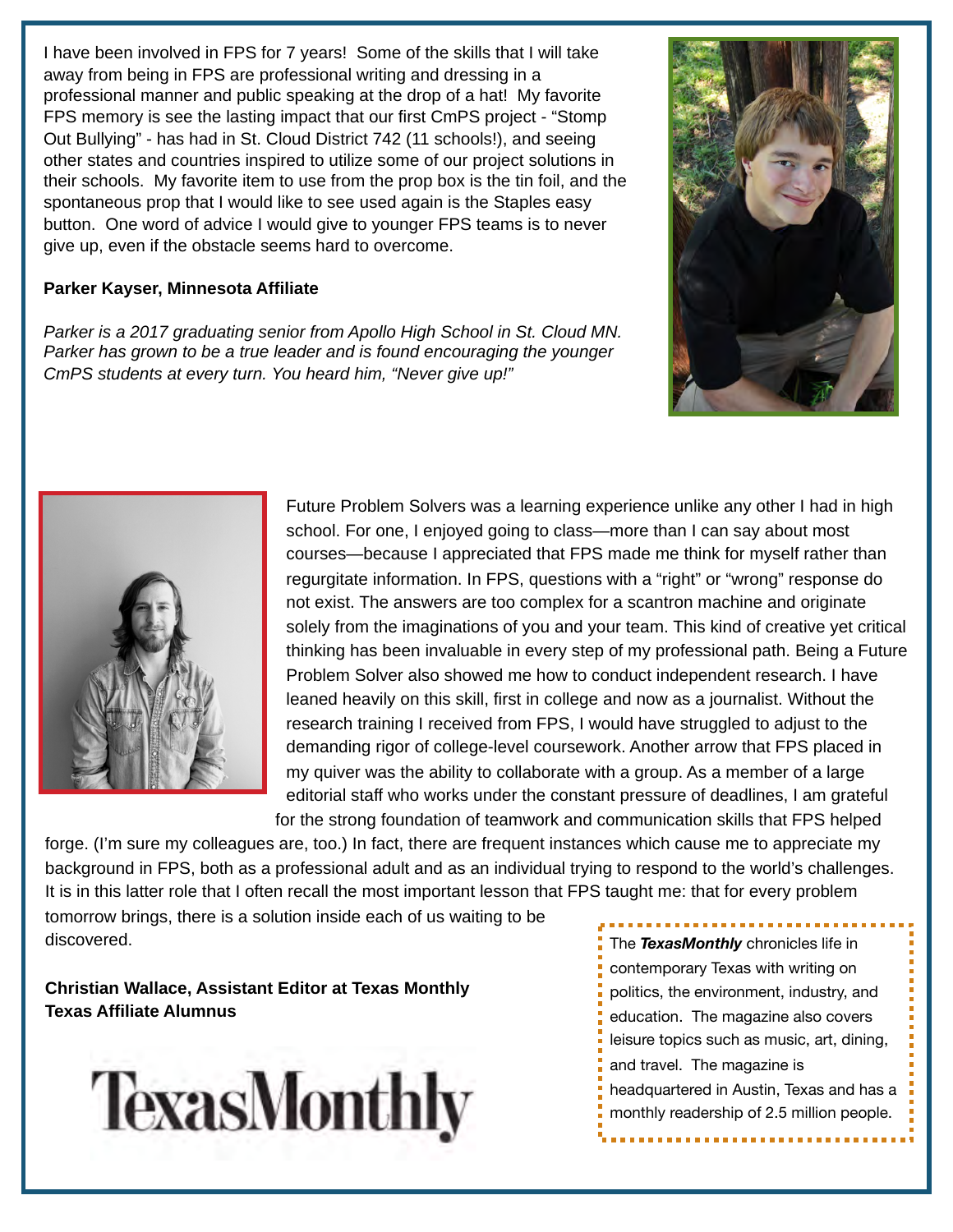I have been involved in FPS for 7 years! Some of the skills that I will take away from being in FPS are professional writing and dressing in a professional manner and public speaking at the drop of a hat! My favorite FPS memory is see the lasting impact that our first CmPS project - "Stomp Out Bullying" - has had in St. Cloud District 742 (11 schools!), and seeing other states and countries inspired to utilize some of our project solutions in their schools. My favorite item to use from the prop box is the tin foil, and the spontaneous prop that I would like to see used again is the Staples easy button. One word of advice I would give to younger FPS teams is to never give up, even if the obstacle seems hard to overcome.

**Parker Kayser, Minnesota Affiliate**

*Parker is a 2017 graduating senior from Apollo High School in St. Cloud MN. Parker has grown to be a true leader and is found encouraging the younger CmPS students at every turn. You heard him, "Never give up!"*

Future Problem Solvers was a learning experience unlike any other I had in high school. For one, I enjoyed going to class—more than I can say about most courses—because I appreciated that FPS made me think for myself rather than regurgitate information. In FPS, questions with a "right" or "wrong" response do not exist. The answers are too complex for a scantron machine and originate solely from the imaginations of you and your team. This kind of creative yet critical thinking has been invaluable in every step of my professional path. Being a Future Problem Solver also showed me how to conduct independent research. I have leaned heavily on this skill, first in college and now as a journalist. Without the research training I received from FPS, I would have struggled to adjust to the demanding rigor of college-level coursework. Another arrow that FPS placed in my quiver was the ability to collaborate with a group. As a member of a large editorial staff who works under the constant pressure of deadlines, I am grateful for the strong foundation of teamwork and communication skills that FPS helped forge. (I'm sure my colleagues are, too.) In fact, there are frequent instances which cause me to appreciate my background in FPS, both as a professional adult and as an individual trying to respond to the world's challenges. It is in this latter role that I often recall the most important lesson that FPS taught me: that for every problem tomorrow brings, there is a solution inside each of us waiting to be discovered.

**Christian Wallace, Assistant Editor at Texas Monthly**
**Texas Affiliate Alumnus**

TexasMonthly

The ***TexasMonthly*** chronicles life in contemporary Texas with writing on politics, the environment, industry, and education. The magazine also covers leisure topics such as music, art, dining, and travel. The magazine is headquartered in Austin, Texas and has a monthly readership of 2.5 million people.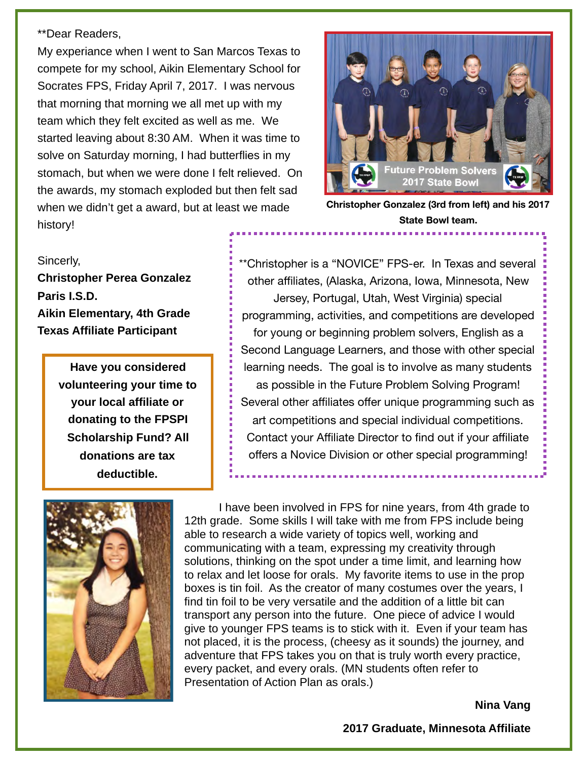**Dear Readers,

My experiance when I went to San Marcos Texas to compete for my school, Aikin Elementary School for Socrates FPS, Friday April 7, 2017. I was nervous that morning that morning we all met up with my team which they felt excited as well as me. We started leaving about 8:30 AM. When it was time to solve on Saturday morning, I had butterflies in my stomach, but when we were done I felt relieved. On the awards, my stomach exploded but then felt sad when we didn't get a award, but at least we made history!

Sincerly,

**Christopher Perea Gonzalez**
**Paris I.S.D.**
**Aikin Elementary, 4th Grade**
**Texas Affiliate Participant**

**Christopher Gonzalez (3rd from left) and his 2017 State Bowl team.**

**Have you considered volunteering your time to your local affiliate or donating to the FPSPI Scholarship Fund? All donations are tax deductible.**

**Christopher is a "NOVICE" FPS-er. In Texas and several other affiliates, (Alaska, Arizona, Iowa, Minnesota, New Jersey, Portugal, Utah, West Virginia) special programming, activities, and competitions are developed for young or beginning problem solvers, English as a Second Language Learners, and those with other special learning needs. The goal is to involve as many students as possible in the Future Problem Solving Program! Several other affiliates offer unique programming such as art competitions and special individual competitions. Contact your Affiliate Director to find out if your affiliate offers a Novice Division or other special programming!

I have been involved in FPS for nine years, from 4th grade to 12th grade. Some skills I will take with me from FPS include being able to research a wide variety of topics well, working and communicating with a team, expressing my creativity through solutions, thinking on the spot under a time limit, and learning how to relax and let loose for orals. My favorite items to use in the prop boxes is tin foil. As the creator of many costumes over the years, I find tin foil to be very versatile and the addition of a little bit can transport any person into the future. One piece of advice I would give to younger FPS teams is to stick with it. Even if your team has not placed, it is the process, (cheesy as it sounds) the journey, and adventure that FPS takes you on that is truly worth every practice, every packet, and every orals. (MN students often refer to Presentation of Action Plan as orals.)

**Nina Vang**

**2017 Graduate, Minnesota Affiliate**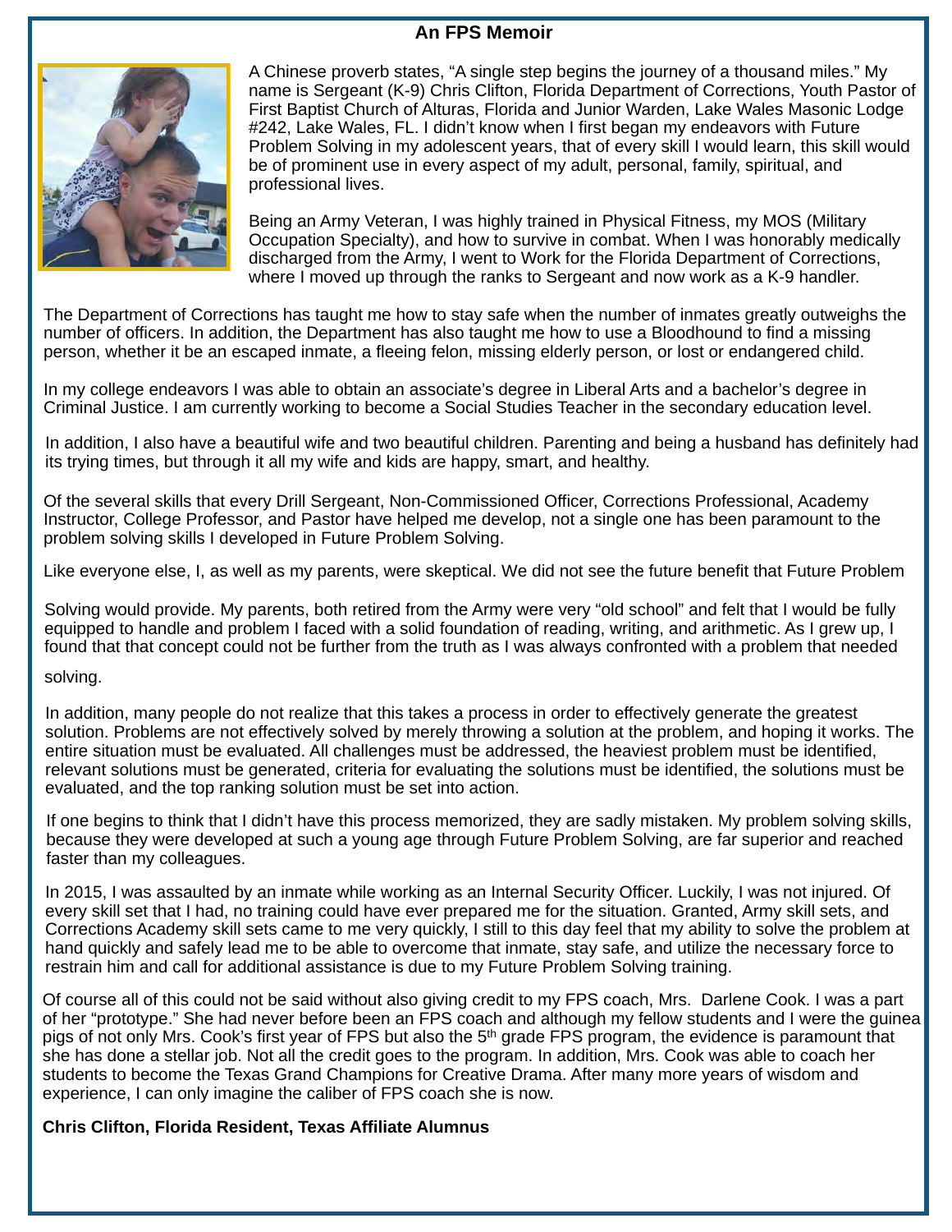**An FPS Memoir**

A Chinese proverb states, "A single step begins the journey of a thousand miles." My name is Sergeant (K-9) Chris Clifton, Florida Department of Corrections, Youth Pastor of First Baptist Church of Alturas, Florida and Junior Warden, Lake Wales Masonic Lodge #242, Lake Wales, FL. I didn't know when I first began my endeavors with Future Problem Solving in my adolescent years, that of every skill I would learn, this skill would be of prominent use in every aspect of my adult, personal, family, spiritual, and professional lives.

Being an Army Veteran, I was highly trained in Physical Fitness, my MOS (Military Occupation Specialty), and how to survive in combat. When I was honorably medically discharged from the Army, I went to Work for the Florida Department of Corrections, where I moved up through the ranks to Sergeant and now work as a K-9 handler.

The Department of Corrections has taught me how to stay safe when the number of inmates greatly outweighs the number of officers. In addition, the Department has also taught me how to use a Bloodhound to find a missing person, whether it be an escaped inmate, a fleeing felon, missing elderly person, or lost or endangered child.

In my college endeavors I was able to obtain an associate's degree in Liberal Arts and a bachelor's degree in Criminal Justice. I am currently working to become a Social Studies Teacher in the secondary education level.

In addition, I also have a beautiful wife and two beautiful children. Parenting and being a husband has definitely had its trying times, but through it all my wife and kids are happy, smart, and healthy.

Of the several skills that every Drill Sergeant, Non-Commissioned Officer, Corrections Professional, Academy Instructor, College Professor, and Pastor have helped me develop, not a single one has been paramount to the problem solving skills I developed in Future Problem Solving.

Like everyone else, I, as well as my parents, were skeptical. We did not see the future benefit that Future Problem Solving would provide. My parents, both retired from the Army were very "old school" and felt that I would be fully equipped to handle and problem I faced with a solid foundation of reading, writing, and arithmetic. As I grew up, I found that that concept could not be further from the truth as I was always confronted with a problem that needed solving.

In addition, many people do not realize that this takes a process in order to effectively generate the greatest solution. Problems are not effectively solved by merely throwing a solution at the problem, and hoping it works. The entire situation must be evaluated. All challenges must be addressed, the heaviest problem must be identified, relevant solutions must be generated, criteria for evaluating the solutions must be identified, the solutions must be evaluated, and the top ranking solution must be set into action.

If one begins to think that I didn't have this process memorized, they are sadly mistaken. My problem solving skills, because they were developed at such a young age through Future Problem Solving, are far superior and reached faster than my colleagues.

In 2015, I was assaulted by an inmate while working as an Internal Security Officer. Luckily, I was not injured. Of every skill set that I had, no training could have ever prepared me for the situation. Granted, Army skill sets, and Corrections Academy skill sets came to me very quickly, I still to this day feel that my ability to solve the problem at hand quickly and safely lead me to be able to overcome that inmate, stay safe, and utilize the necessary force to restrain him and call for additional assistance is due to my Future Problem Solving training.

Of course all of this could not be said without also giving credit to my FPS coach, Mrs. Darlene Cook. I was a part of her "prototype." She had never before been an FPS coach and although my fellow students and I were the guinea pigs of not only Mrs. Cook's first year of FPS but also the 5th grade FPS program, the evidence is paramount that she has done a stellar job. Not all the credit goes to the program. In addition, Mrs. Cook was able to coach her students to become the Texas Grand Champions for Creative Drama. After many more years of wisdom and experience, I can only imagine the caliber of FPS coach she is now.

**Chris Clifton, Florida Resident, Texas Affiliate Alumnus**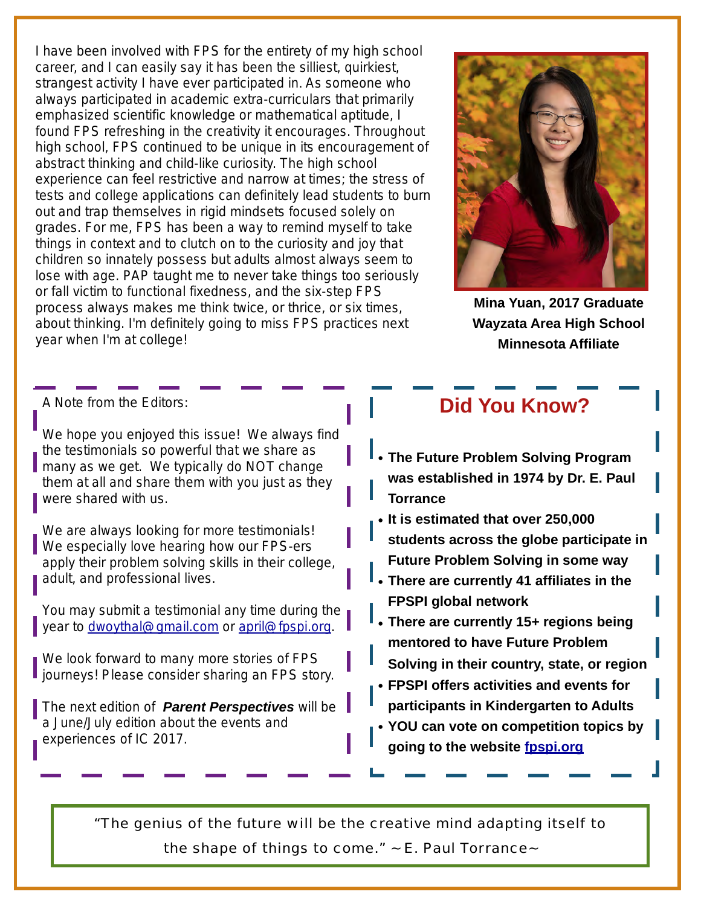I have been involved with FPS for the entirety of my high school career, and I can easily say it has been the silliest, quirkiest, strangest activity I have ever participated in. As someone who always participated in academic extra-curriculars that primarily emphasized scientific knowledge or mathematical aptitude, I found FPS refreshing in the creativity it encourages. Throughout high school, FPS continued to be unique in its encouragement of abstract thinking and child-like curiosity. The high school experience can feel restrictive and narrow at times; the stress of tests and college applications can definitely lead students to burn out and trap themselves in rigid mindsets focused solely on grades. For me, FPS has been a way to remind myself to take things in context and to clutch on to the curiosity and joy that children so innately possess but adults almost always seem to lose with age. PAP taught me to never take things too seriously or fall victim to functional fixedness, and the six-step FPS process always makes me think twice, or thrice, or six times, about thinking. I'm definitely going to miss FPS practices next year when I'm at college!

**Mina Yuan, 2017 Graduate**
**Wayzata Area High School**
**Minnesota Affiliate**

A Note from the Editors:

We hope you enjoyed this issue! We always find the testimonials so powerful that we share as many as we get. We typically do NOT change them at all and share them with you just as they were shared with us.

We are always looking for more testimonials! We especially love hearing how our FPS-ers apply their problem solving skills in their college, adult, and professional lives.

You may submit a testimonial any time during the year to dwoythal@gmail.com or april@fpspi.org.

We look forward to many more stories of FPS journeys! Please consider sharing an FPS story.

The next edition of ***Parent Perspectives*** will be a June/July edition about the events and experiences of IC 2017.

## Did You Know?

- **The Future Problem Solving Program was established in 1974 by Dr. E. Paul Torrance**
- **It is estimated that over 250,000 students across the globe participate in Future Problem Solving in some way**
- **There are currently 41 affiliates in the FPSPI global network**
- **There are currently 15+ regions being mentored to have Future Problem Solving in their country, state, or region**
- **FPSPI offers activities and events for participants in Kindergarten to Adults**
- **YOU can vote on competition topics by going to the website fpspi.org**

"The genius of the future will be the creative mind adapting itself to the shape of things to come." ~E. Paul Torrance~